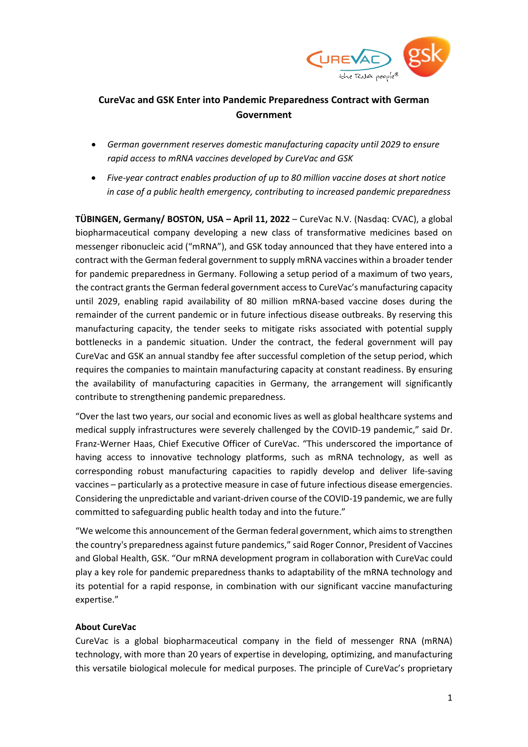# CureVac and GSK Enter into Pandemic Preparedness Contract with German Government

- *German government reserves domestic manufacturing capacity until 2029 to ensure rapid access to mRNA vaccines developed by CureVac and GSK*
- *Five-year contract enables production of up to 80 million vaccine doses at short notice in case of a public health emergency, contributing to increased pandemic preparedness*

**TÜBINGEN, Germany/ BOSTON, USA – April 11, 2022** – CureVac N.V. (Nasdaq: CVAC), a global biopharmaceutical company developing a new class of transformative medicines based on messenger ribonucleic acid ("mRNA"), and GSK today announced that they have entered into a contract with the German federal government to supply mRNA vaccines within a broader tender for pandemic preparedness in Germany. Following a setup period of a maximum of two years, the contract grants the German federal government access to CureVac's manufacturing capacity until 2029, enabling rapid availability of 80 million mRNA-based vaccine doses during the remainder of the current pandemic or in future infectious disease outbreaks. By reserving this manufacturing capacity, the tender seeks to mitigate risks associated with potential supply bottlenecks in a pandemic situation. Under the contract, the federal government will pay CureVac and GSK an annual standby fee after successful completion of the setup period, which requires the companies to maintain manufacturing capacity at constant readiness. By ensuring the availability of manufacturing capacities in Germany, the arrangement will significantly contribute to strengthening pandemic preparedness.

"Over the last two years, our social and economic lives as well as global healthcare systems and medical supply infrastructures were severely challenged by the COVID-19 pandemic," said Dr. Franz-Werner Haas, Chief Executive Officer of CureVac. "This underscored the importance of having access to innovative technology platforms, such as mRNA technology, as well as corresponding robust manufacturing capacities to rapidly develop and deliver life-saving vaccines – particularly as a protective measure in case of future infectious disease emergencies. Considering the unpredictable and variant-driven course of the COVID-19 pandemic, we are fully committed to safeguarding public health today and into the future."

"We welcome this announcement of the German federal government, which aims to strengthen the country's preparedness against future pandemics," said Roger Connor, President of Vaccines and Global Health, GSK. "Our mRNA development program in collaboration with CureVac could play a key role for pandemic preparedness thanks to adaptability of the mRNA technology and its potential for a rapid response, in combination with our significant vaccine manufacturing expertise."

**About CureVac**

CureVac is a global biopharmaceutical company in the field of messenger RNA (mRNA) technology, with more than 20 years of expertise in developing, optimizing, and manufacturing this versatile biological molecule for medical purposes. The principle of CureVac's proprietary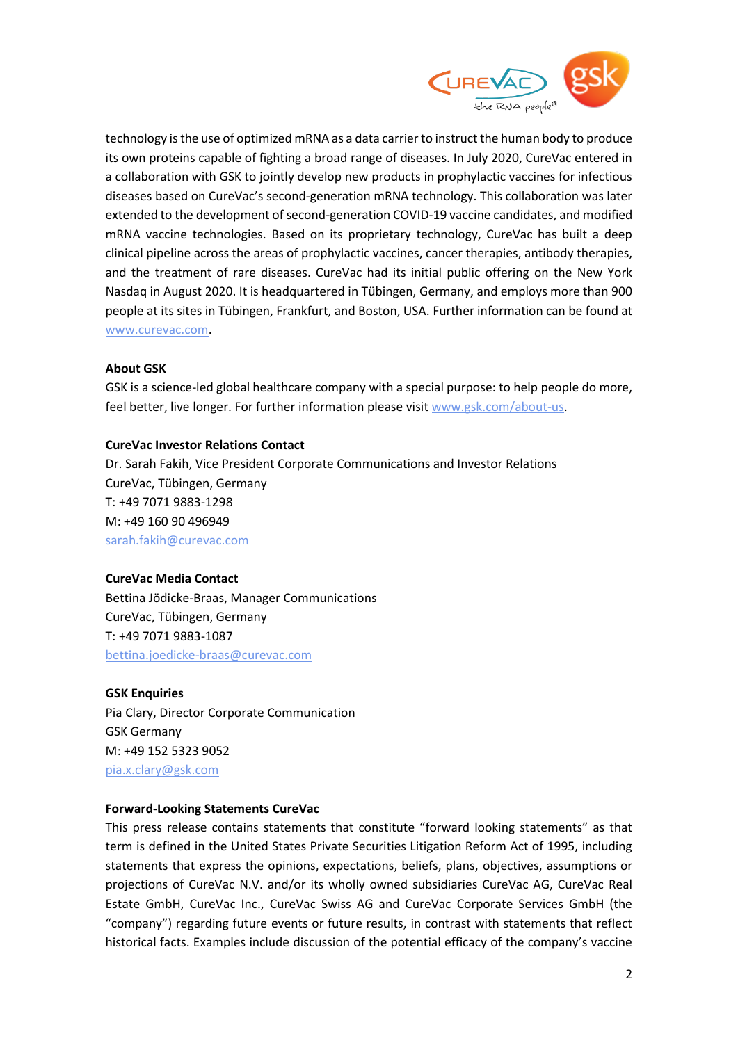technology is the use of optimized mRNA as a data carrier to instruct the human body to produce its own proteins capable of fighting a broad range of diseases. In July 2020, CureVac entered in a collaboration with GSK to jointly develop new products in prophylactic vaccines for infectious diseases based on CureVac's second-generation mRNA technology. This collaboration was later extended to the development of second-generation COVID-19 vaccine candidates, and modified mRNA vaccine technologies. Based on its proprietary technology, CureVac has built a deep clinical pipeline across the areas of prophylactic vaccines, cancer therapies, antibody therapies, and the treatment of rare diseases. CureVac had its initial public offering on the New York Nasdaq in August 2020. It is headquartered in Tübingen, Germany, and employs more than 900 people at its sites in Tübingen, Frankfurt, and Boston, USA. Further information can be found at www.curevac.com.

**About GSK**

GSK is a science-led global healthcare company with a special purpose: to help people do more, feel better, live longer. For further information please visit www.gsk.com/about-us.

**CureVac Investor Relations Contact**

Dr. Sarah Fakih, Vice President Corporate Communications and Investor Relations
CureVac, Tübingen, Germany
T: +49 7071 9883-1298
M: +49 160 90 496949
sarah.fakih@curevac.com

**CureVac Media Contact**

Bettina Jödicke-Braas, Manager Communications
CureVac, Tübingen, Germany
T: +49 7071 9883-1087
bettina.joedicke-braas@curevac.com

**GSK Enquiries**

Pia Clary, Director Corporate Communication
GSK Germany
M: +49 152 5323 9052
pia.x.clary@gsk.com

**Forward-Looking Statements CureVac**

This press release contains statements that constitute "forward looking statements" as that term is defined in the United States Private Securities Litigation Reform Act of 1995, including statements that express the opinions, expectations, beliefs, plans, objectives, assumptions or projections of CureVac N.V. and/or its wholly owned subsidiaries CureVac AG, CureVac Real Estate GmbH, CureVac Inc., CureVac Swiss AG and CureVac Corporate Services GmbH (the "company") regarding future events or future results, in contrast with statements that reflect historical facts. Examples include discussion of the potential efficacy of the company's vaccine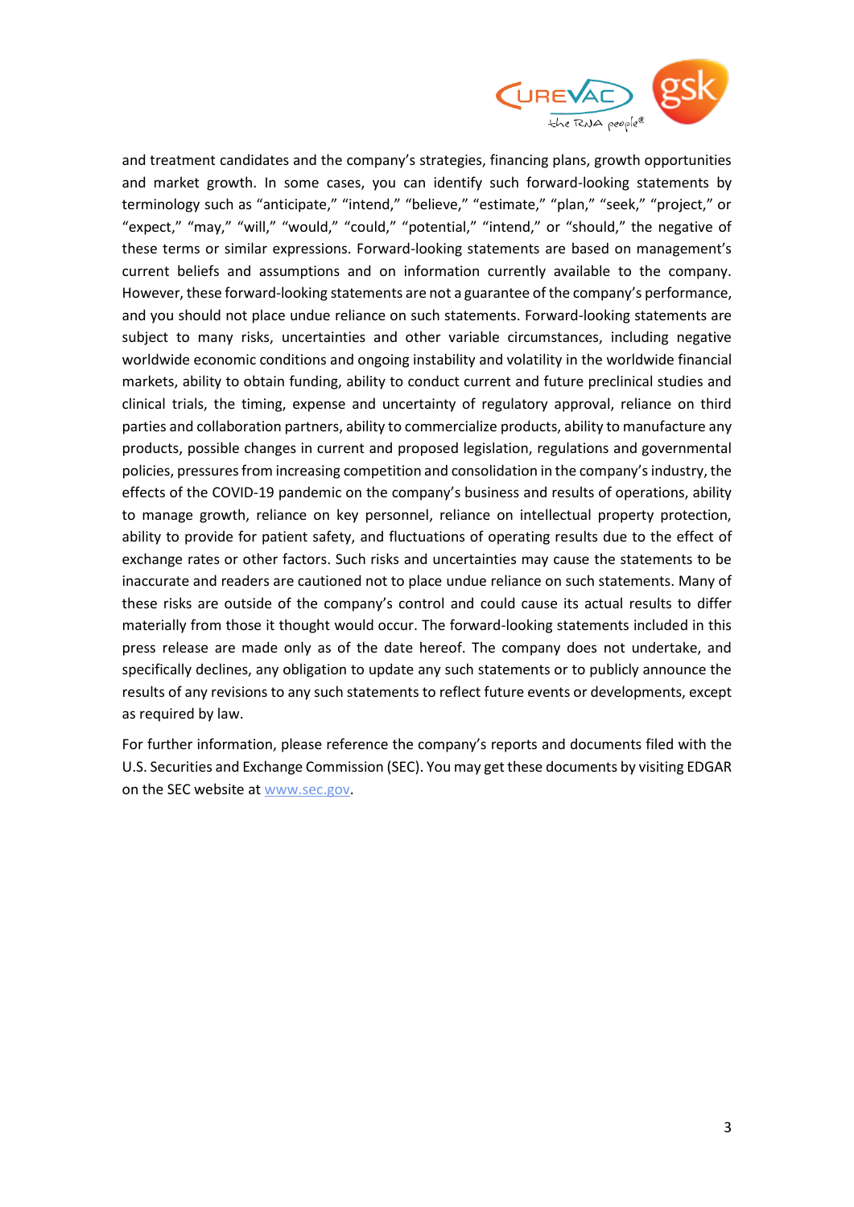and treatment candidates and the company's strategies, financing plans, growth opportunities and market growth. In some cases, you can identify such forward-looking statements by terminology such as "anticipate," "intend," "believe," "estimate," "plan," "seek," "project," or "expect," "may," "will," "would," "could," "potential," "intend," or "should," the negative of these terms or similar expressions. Forward-looking statements are based on management's current beliefs and assumptions and on information currently available to the company. However, these forward-looking statements are not a guarantee of the company's performance, and you should not place undue reliance on such statements. Forward-looking statements are subject to many risks, uncertainties and other variable circumstances, including negative worldwide economic conditions and ongoing instability and volatility in the worldwide financial markets, ability to obtain funding, ability to conduct current and future preclinical studies and clinical trials, the timing, expense and uncertainty of regulatory approval, reliance on third parties and collaboration partners, ability to commercialize products, ability to manufacture any products, possible changes in current and proposed legislation, regulations and governmental policies, pressures from increasing competition and consolidation in the company's industry, the effects of the COVID-19 pandemic on the company's business and results of operations, ability to manage growth, reliance on key personnel, reliance on intellectual property protection, ability to provide for patient safety, and fluctuations of operating results due to the effect of exchange rates or other factors. Such risks and uncertainties may cause the statements to be inaccurate and readers are cautioned not to place undue reliance on such statements. Many of these risks are outside of the company's control and could cause its actual results to differ materially from those it thought would occur. The forward-looking statements included in this press release are made only as of the date hereof. The company does not undertake, and specifically declines, any obligation to update any such statements or to publicly announce the results of any revisions to any such statements to reflect future events or developments, except as required by law.

For further information, please reference the company's reports and documents filed with the U.S. Securities and Exchange Commission (SEC). You may get these documents by visiting EDGAR on the SEC website at www.sec.gov.